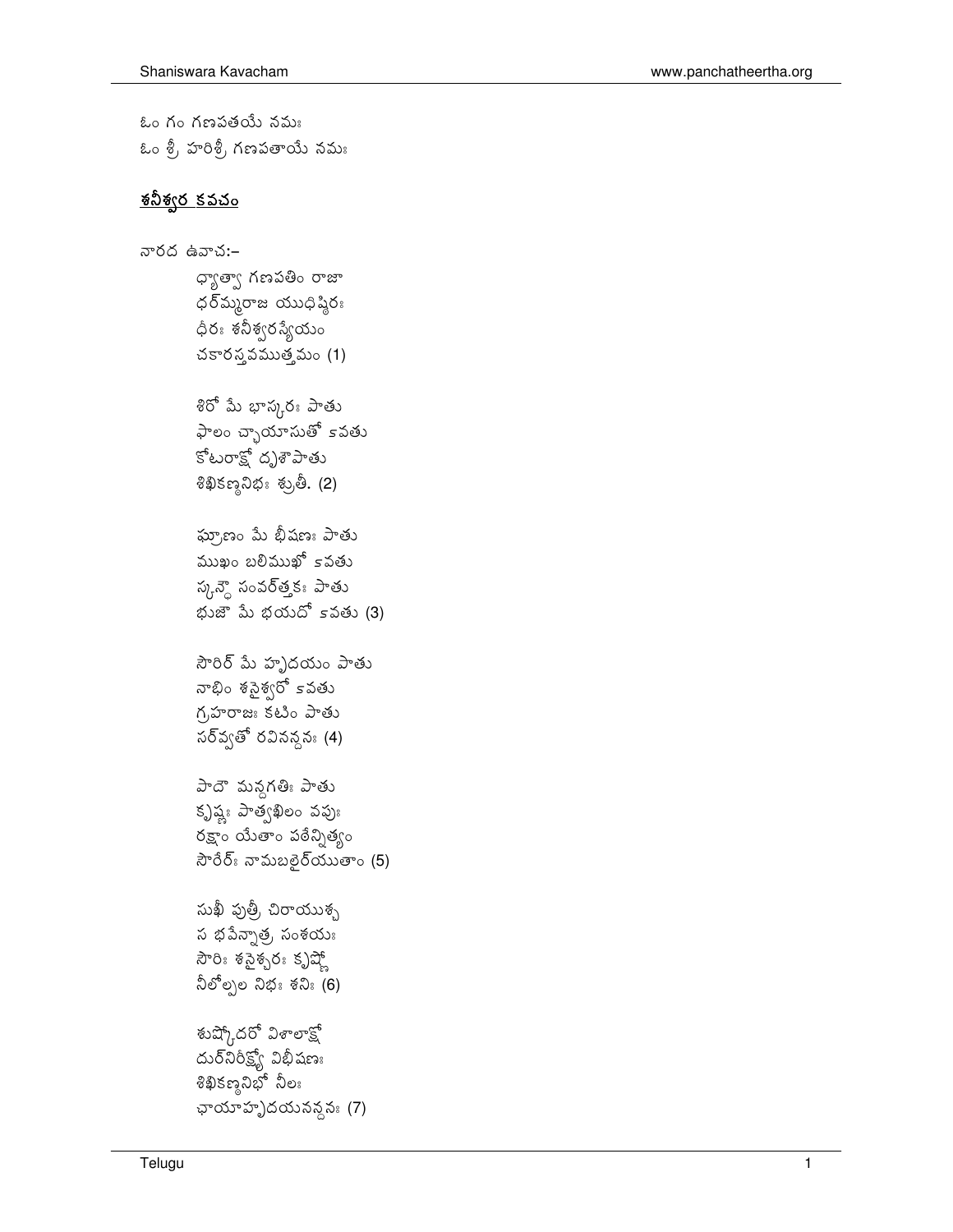ఓం గం గణపతయే నమః
ఓం శ్రీ హరిశ్రీ గణపతాయే నమః

## <u>శనీశ్వర కవచం</u>

నారద ఉవాచ:–

ధ్యాత్వా గణపతిం రాజా
ధర్మ్మరాజ యుధిష్ఠిరః
ధీరః శనీశ్వరస్యేయం
చకారస్తవముత్తమం (1)

శిరో మే భాస్కరః పాతు
ఫాలం చ్ఛాయాసుతో ऽవతు
కోటరాక్షో దృశౌపాతు
శిఖికణ్ఠనిభః శ్రుతీ. (2)

ఘ్రాణం మే భీషణః పాతు
ముఖం బలిముఖో ऽవతు
స్కన్దౌ సంవర్త్తకః పాతు
భుజౌ మే భయదో ऽవతు (3)

సౌరిర్ మే హృదయం పాతు
నాభిం శనైశ్వరో ऽవతు
గ్రహరాజః కటిం పాతు
సర్వ్వతో రవినన్దనః (4)

పాదౌ మన్దగతిః పాతు
కృష్ణః పాత్వఖిలం వపుః
రక్షాం యేతాం పఠేన్నిత్యం
సౌరేర్ః నామబలైర్యుతాం (5)

సుఖీ పుత్రీ చిరాయుశ్చ
స భవేన్నాత్ర సంశయః
సౌరిః శనైశ్చరః కృష్ణో
నీలోల్పల నిభః శనిః (6)

శుష్కోదరో విశాలాక్షో
దుర్నిరీక్ష్యో విభీషణః
శిఖికణ్ఠనిభో నీలః
ఛాయాహృదయనన్దనః (7)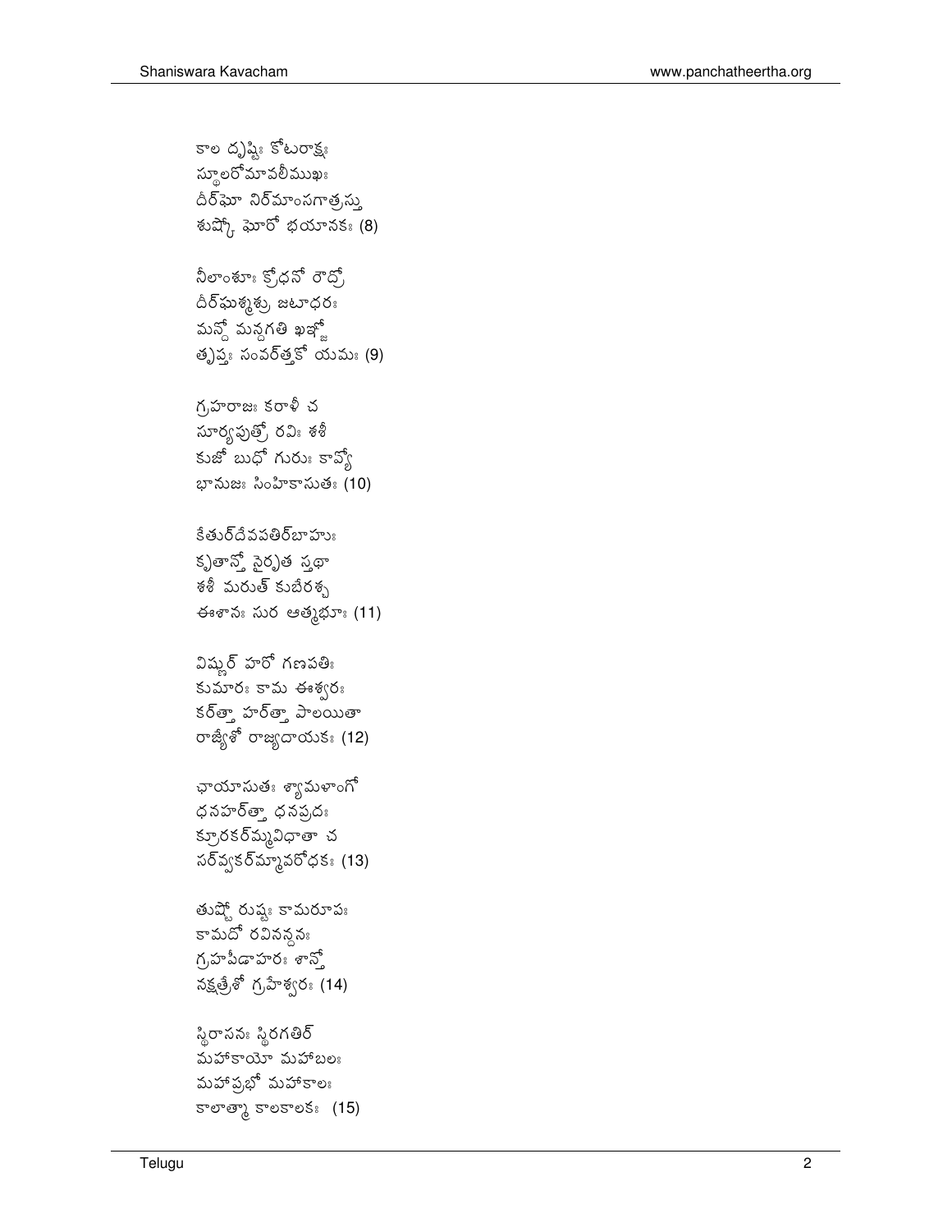కాల దృష్టిః కోటరాక్షః
స్థూలరోమావలీముఖః
దీర్ఘో నిర్మాంసగాత్రస్తు
శుష్కో ఘోరో భయానకః (8)

నీలాంశుః క్రోధనో రౌద్రో
దీర్ఘశ్మశ్రు జటాధరః
మన్దో మన్దగతి ఖఞ్జో
తృప్తః సంవర్త్తకో యమః (9)

గ్రహరాజః కరాళీ చ
సూర్యపుత్రో రవిః శశీ
కుజో బుధో గురుః కావ్యో
భానుజః సింహికాసుతః (10)

కేతుర్దేవపతిర్బాహుః
కృతాన్తో నైరృత స్తథా
శశీ మరుత్ కుబేరశ్చ
ఈశానః సుర ఆత్మభూః (11)

విష్ణుర్ హరో గణపతిః
కుమారః కామ ఈశ్వరః
కర్త్తా హర్త్తా పాలయితా
రాజ్యేశో రాజ్యదాయకః (12)

ఛాయాసుతః శ్యామళాంగో
ధనహర్త్తా ధనప్రదః
క్రూరకర్మ్మవిధాతా చ
సర్వ్వకర్మ్మావరోధకః (13)

తుష్టో రుష్టః కామరూపః
కామదో రవినన్దనః
గ్రహపీడాహరః శాన్తో
నక్షత్రేశో గ్రహేశ్వరః (14)

స్థిరాసనః స్థిరగతిర్
మహాకాయో మహాబలః
మహాప్రభో మహాకాలః
కాలాత్మా కాలకాలకః (15)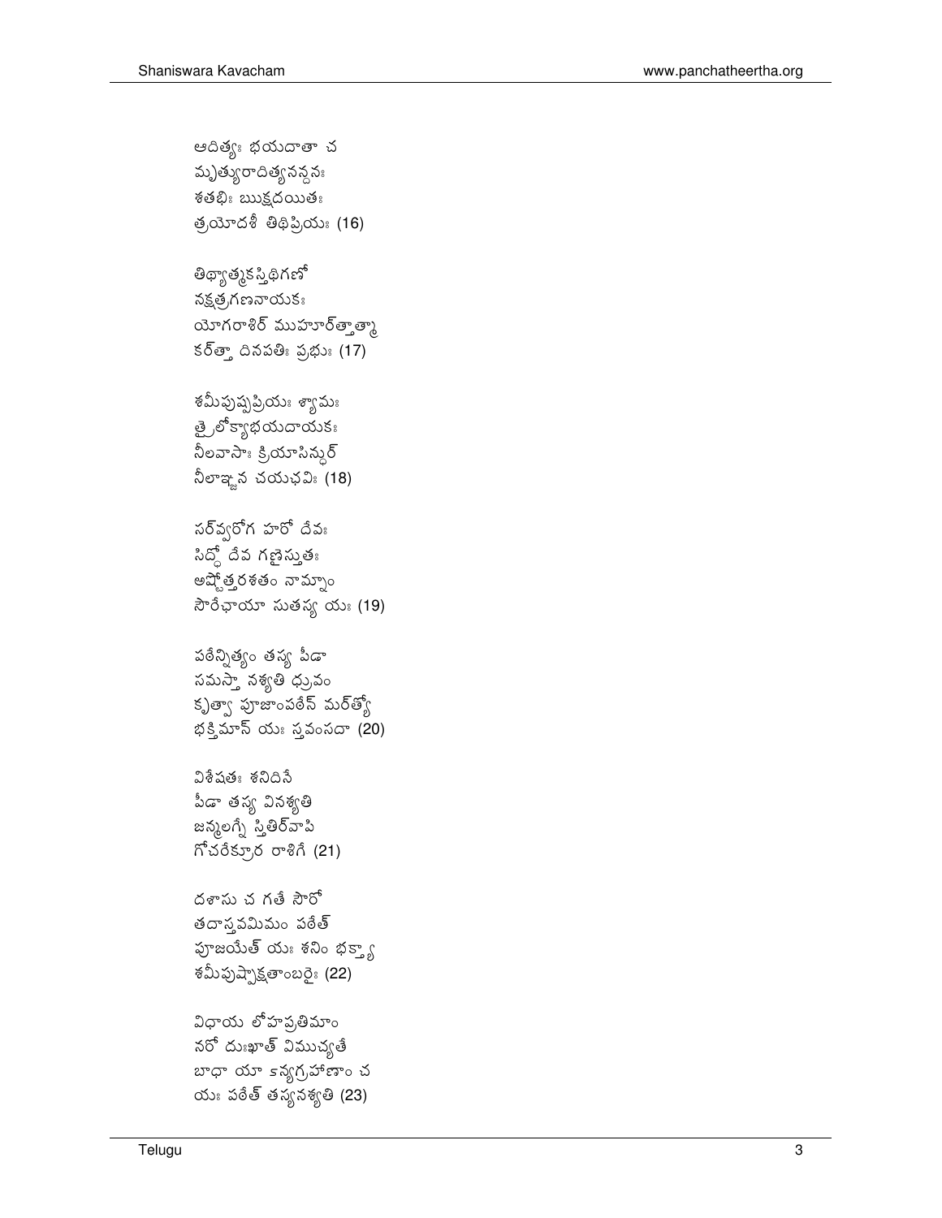ఆదిత్యః భయదాతా చ
మృత్యురాదిత్యనన్దనః
శతభిః ఋక్షదయితః
త్రయోదశీ తిథిప్రియః (16)

తిథ్యాత్మకస్తిథిగణో
నక్షత్రగణనాయకః
యోగరాశిర్ ముహూర్త్తాత్మా
కర్త్తా దినపతిః ప్రభుః (17)

శమీపుష్పప్రియః శ్యామః
త్రైలోక్యాభయదాయకః
నీలవాసాః క్రియాసిన్ధుర్
నీలాఞ్జన చయచ్ఛవిః (18)

సర్వ్వరోగ హరో దేవః
సిద్ధో దేవ గణైస్తుతః
అష్టోత్తరశతం నామ్నాం
సౌరేఛాయా సుతస్య యః (19)

పఠేన్నిత్యం తస్య పీడా
సమస్తా నశ్యతి ధ్రువం
కృత్వా పూజాంపఠేన్ మర్త్యో
భక్తిమాన్ యః స్తవంసదా (20)

విశేషతః శనిదినే
పీడా తస్య వినశ్యతి
జన్మలగ్నే స్తితిర్వాపి
గోచరేక్రూర రాశిగే (21)

దశాసు చ గతే సౌరో
తదాస్తవమిమం పఠేత్
పూజయేత్ యః శనిం భక్త్యా
శమీపుష్పాక్షతాంబరైః (22)

విధాయ లోహప్రతిమాం
నరో దుఃఖాత్ విముచ్యతే
బాధా యా ౽న్యగ్రహాణాం చ
యః పఠేత్ తస్యనశ్యతి (23)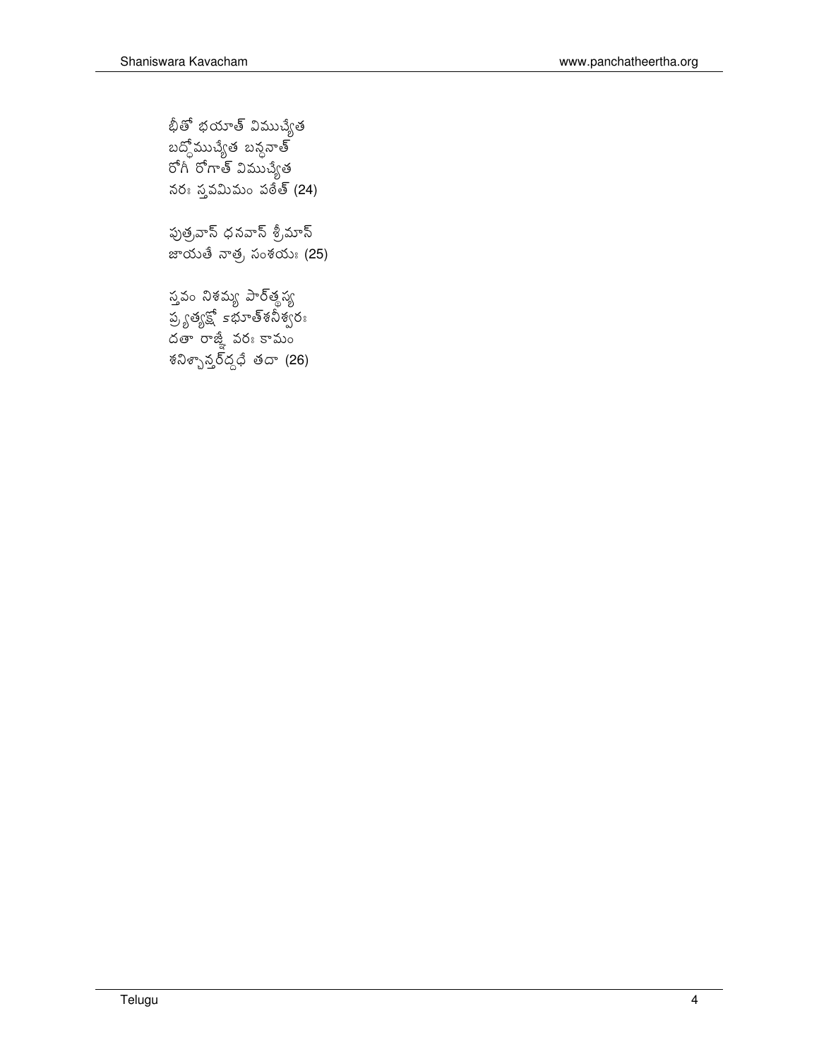భీతో భయాత్ విముచ్యేత
బద్ధోముచ్యేత బన్ధనాత్
రోగీ రోగాత్ విముచ్యేత
నరః స్తవమిమం పఠేత్ (24)

పుత్రవాన్ ధనవాన్ శ్రీమాన్
జాయతే నాత్ర సంశయః (25)

స్తవం నిశమ్య పార్థస్య
ప్రత్యక్షో ఽభూత్శనీశ్వరః
దత్తా రాజ్ఞే వరః కామం
శనిశ్చాన్తర్దధే తదా (26)